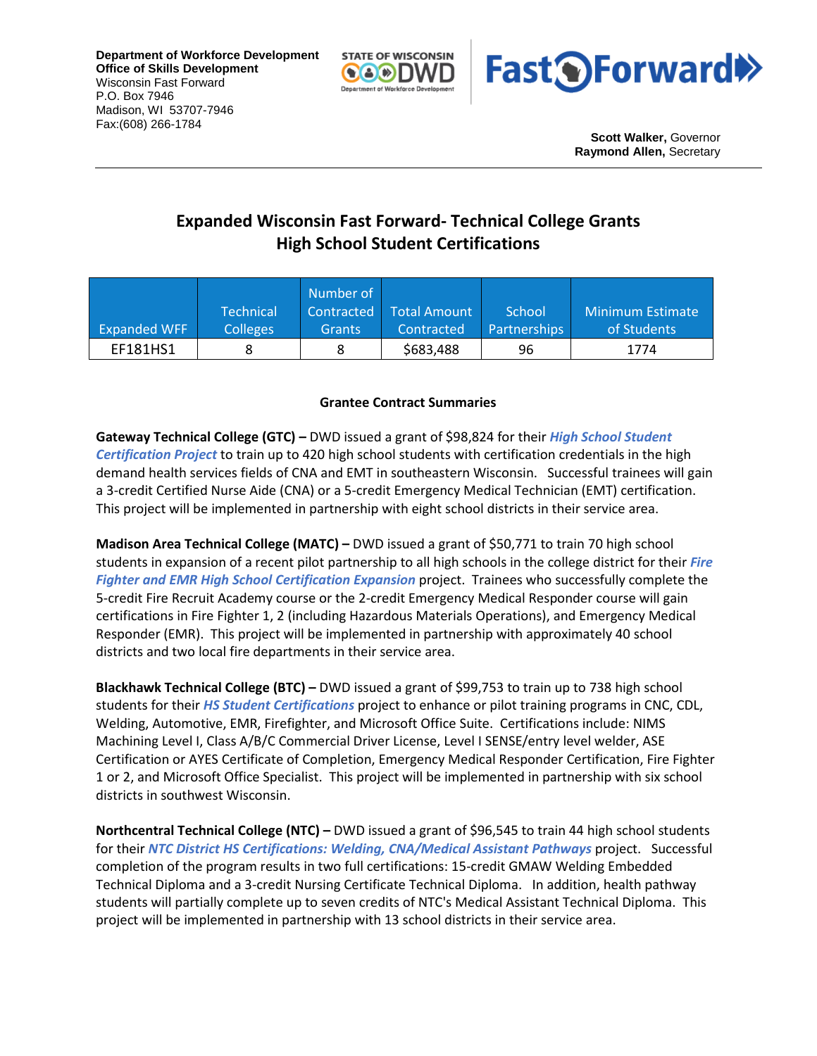Department of Workforce Development
Office of Skills Development
Wisconsin Fast Forward
P.O. Box 7946
Madison, WI 53707-7946
Fax:(608) 266-1784

**Scott Walker,** Governor
**Raymond Allen,** Secretary

## Expanded Wisconsin Fast Forward- Technical College Grants
## High School Student Certifications

| Expanded WFF | Technical Colleges | Number of Contracted Grants | Total Amount Contracted | School Partnerships | Minimum Estimate of Students |
|---|---|---|---|---|---|
| EF181HS1 | 8 | 8 | $683,488 | 96 | 1774 |

**Grantee Contract Summaries**

**Gateway Technical College (GTC) –** DWD issued a grant of $98,824 for their ***High School Student Certification Project*** to train up to 420 high school students with certification credentials in the high demand health services fields of CNA and EMT in southeastern Wisconsin. Successful trainees will gain a 3-credit Certified Nurse Aide (CNA) or a 5-credit Emergency Medical Technician (EMT) certification. This project will be implemented in partnership with eight school districts in their service area.

**Madison Area Technical College (MATC) –** DWD issued a grant of $50,771 to train 70 high school students in expansion of a recent pilot partnership to all high schools in the college district for their ***Fire Fighter and EMR High School Certification Expansion*** project. Trainees who successfully complete the 5-credit Fire Recruit Academy course or the 2-credit Emergency Medical Responder course will gain certifications in Fire Fighter 1, 2 (including Hazardous Materials Operations), and Emergency Medical Responder (EMR). This project will be implemented in partnership with approximately 40 school districts and two local fire departments in their service area.

**Blackhawk Technical College (BTC) –** DWD issued a grant of $99,753 to train up to 738 high school students for their ***HS Student Certifications*** project to enhance or pilot training programs in CNC, CDL, Welding, Automotive, EMR, Firefighter, and Microsoft Office Suite. Certifications include: NIMS Machining Level I, Class A/B/C Commercial Driver License, Level I SENSE/entry level welder, ASE Certification or AYES Certificate of Completion, Emergency Medical Responder Certification, Fire Fighter 1 or 2, and Microsoft Office Specialist. This project will be implemented in partnership with six school districts in southwest Wisconsin.

**Northcentral Technical College (NTC) –** DWD issued a grant of $96,545 to train 44 high school students for their ***NTC District HS Certifications: Welding, CNA/Medical Assistant Pathways*** project. Successful completion of the program results in two full certifications: 15-credit GMAW Welding Embedded Technical Diploma and a 3-credit Nursing Certificate Technical Diploma. In addition, health pathway students will partially complete up to seven credits of NTC's Medical Assistant Technical Diploma. This project will be implemented in partnership with 13 school districts in their service area.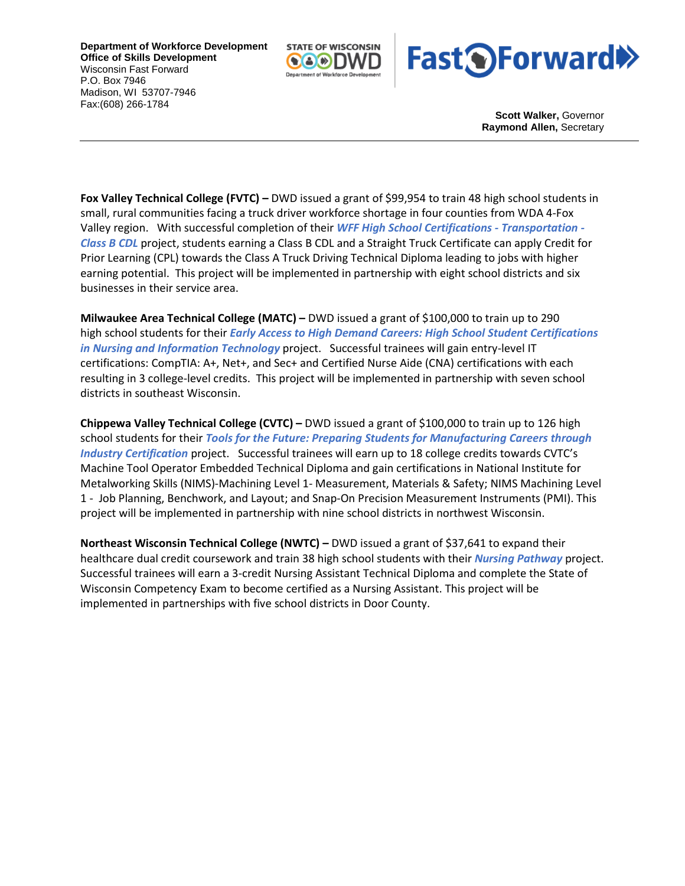Department of Workforce Development
Office of Skills Development
Wisconsin Fast Forward
P.O. Box 7946
Madison, WI 53707-7946
Fax:(608) 266-1784

**Scott Walker,** Governor
**Raymond Allen,** Secretary

---

**Fox Valley Technical College (FVTC) –** DWD issued a grant of $99,954 to train 48 high school students in small, rural communities facing a truck driver workforce shortage in four counties from WDA 4-Fox Valley region. With successful completion of their ***WFF High School Certifications - Transportation - Class B CDL*** project, students earning a Class B CDL and a Straight Truck Certificate can apply Credit for Prior Learning (CPL) towards the Class A Truck Driving Technical Diploma leading to jobs with higher earning potential. This project will be implemented in partnership with eight school districts and six businesses in their service area.

**Milwaukee Area Technical College (MATC) –** DWD issued a grant of $100,000 to train up to 290 high school students for their ***Early Access to High Demand Careers: High School Student Certifications in Nursing and Information Technology*** project. Successful trainees will gain entry-level IT certifications: CompTIA: A+, Net+, and Sec+ and Certified Nurse Aide (CNA) certifications with each resulting in 3 college-level credits. This project will be implemented in partnership with seven school districts in southeast Wisconsin.

**Chippewa Valley Technical College (CVTC) –** DWD issued a grant of $100,000 to train up to 126 high school students for their ***Tools for the Future: Preparing Students for Manufacturing Careers through Industry Certification*** project. Successful trainees will earn up to 18 college credits towards CVTC's Machine Tool Operator Embedded Technical Diploma and gain certifications in National Institute for Metalworking Skills (NIMS)-Machining Level 1- Measurement, Materials & Safety; NIMS Machining Level 1 - Job Planning, Benchwork, and Layout; and Snap-On Precision Measurement Instruments (PMI). This project will be implemented in partnership with nine school districts in northwest Wisconsin.

**Northeast Wisconsin Technical College (NWTC) –** DWD issued a grant of $37,641 to expand their healthcare dual credit coursework and train 38 high school students with their ***Nursing Pathway*** project. Successful trainees will earn a 3-credit Nursing Assistant Technical Diploma and complete the State of Wisconsin Competency Exam to become certified as a Nursing Assistant. This project will be implemented in partnerships with five school districts in Door County.